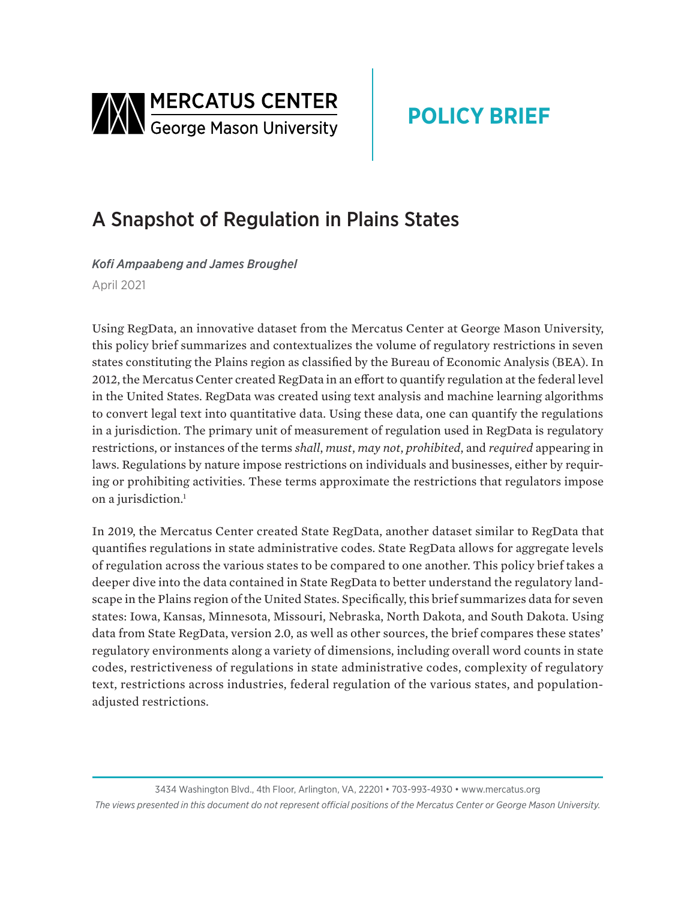MERCATUS CENTER
George Mason University

**POLICY BRIEF**

# A Snapshot of Regulation in Plains States

*Kofi Ampaabeng and James Broughel*

April 2021

Using RegData, an innovative dataset from the Mercatus Center at George Mason University, this policy brief summarizes and contextualizes the volume of regulatory restrictions in seven states constituting the Plains region as classified by the Bureau of Economic Analysis (BEA). In 2012, the Mercatus Center created RegData in an effort to quantify regulation at the federal level in the United States. RegData was created using text analysis and machine learning algorithms to convert legal text into quantitative data. Using these data, one can quantify the regulations in a jurisdiction. The primary unit of measurement of regulation used in RegData is regulatory restrictions, or instances of the terms *shall*, *must*, *may not*, *prohibited*, and *required* appearing in laws. Regulations by nature impose restrictions on individuals and businesses, either by requiring or prohibiting activities. These terms approximate the restrictions that regulators impose on a jurisdiction.[1]

In 2019, the Mercatus Center created State RegData, another dataset similar to RegData that quantifies regulations in state administrative codes. State RegData allows for aggregate levels of regulation across the various states to be compared to one another. This policy brief takes a deeper dive into the data contained in State RegData to better understand the regulatory landscape in the Plains region of the United States. Specifically, this brief summarizes data for seven states: Iowa, Kansas, Minnesota, Missouri, Nebraska, North Dakota, and South Dakota. Using data from State RegData, version 2.0, as well as other sources, the brief compares these states' regulatory environments along a variety of dimensions, including overall word counts in state codes, restrictiveness of regulations in state administrative codes, complexity of regulatory text, restrictions across industries, federal regulation of the various states, and population-adjusted restrictions.

3434 Washington Blvd., 4th Floor, Arlington, VA, 22201 • 703-993-4930 • www.mercatus.org

*The views presented in this document do not represent official positions of the Mercatus Center or George Mason University.*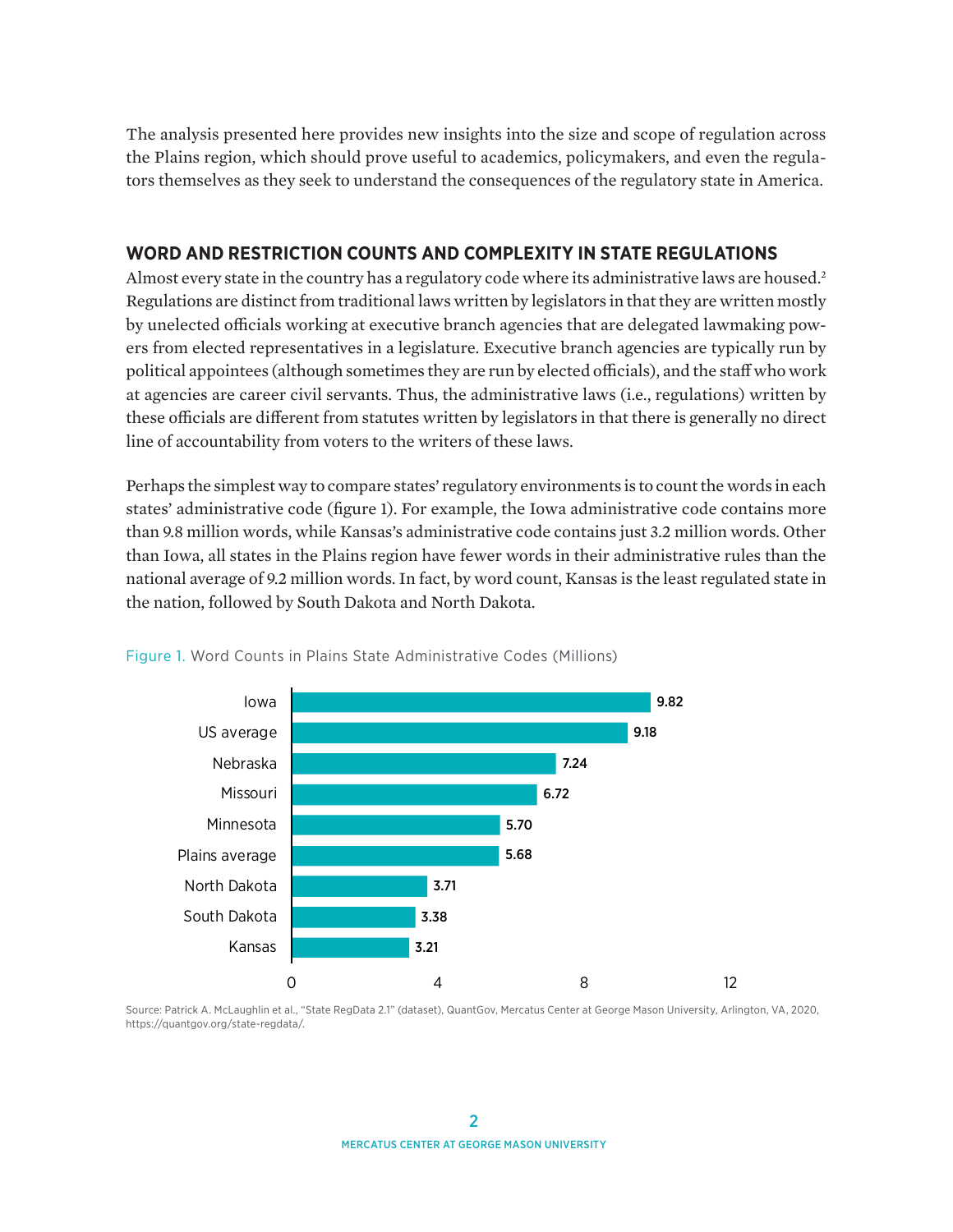The analysis presented here provides new insights into the size and scope of regulation across the Plains region, which should prove useful to academics, policymakers, and even the regulators themselves as they seek to understand the consequences of the regulatory state in America.

## WORD AND RESTRICTION COUNTS AND COMPLEXITY IN STATE REGULATIONS

Almost every state in the country has a regulatory code where its administrative laws are housed.[2] Regulations are distinct from traditional laws written by legislators in that they are written mostly by unelected officials working at executive branch agencies that are delegated lawmaking powers from elected representatives in a legislature. Executive branch agencies are typically run by political appointees (although sometimes they are run by elected officials), and the staff who work at agencies are career civil servants. Thus, the administrative laws (i.e., regulations) written by these officials are different from statutes written by legislators in that there is generally no direct line of accountability from voters to the writers of these laws.

Perhaps the simplest way to compare states' regulatory environments is to count the words in each states' administrative code (figure 1). For example, the Iowa administrative code contains more than 9.8 million words, while Kansas's administrative code contains just 3.2 million words. Other than Iowa, all states in the Plains region have fewer words in their administrative rules than the national average of 9.2 million words. In fact, by word count, Kansas is the least regulated state in the nation, followed by South Dakota and North Dakota.

Figure 1. Word Counts in Plains State Administrative Codes (Millions)

| State | Word count (millions) |
| --- | --- |
| Iowa | 9.82 |
| US average | 9.18 |
| Nebraska | 7.24 |
| Missouri | 6.72 |
| Minnesota | 5.70 |
| Plains average | 5.68 |
| North Dakota | 3.71 |
| South Dakota | 3.38 |
| Kansas | 3.21 |

Source: Patrick A. McLaughlin et al., "State RegData 2.1" (dataset), QuantGov, Mercatus Center at George Mason University, Arlington, VA, 2020, https://quantgov.org/state-regdata/.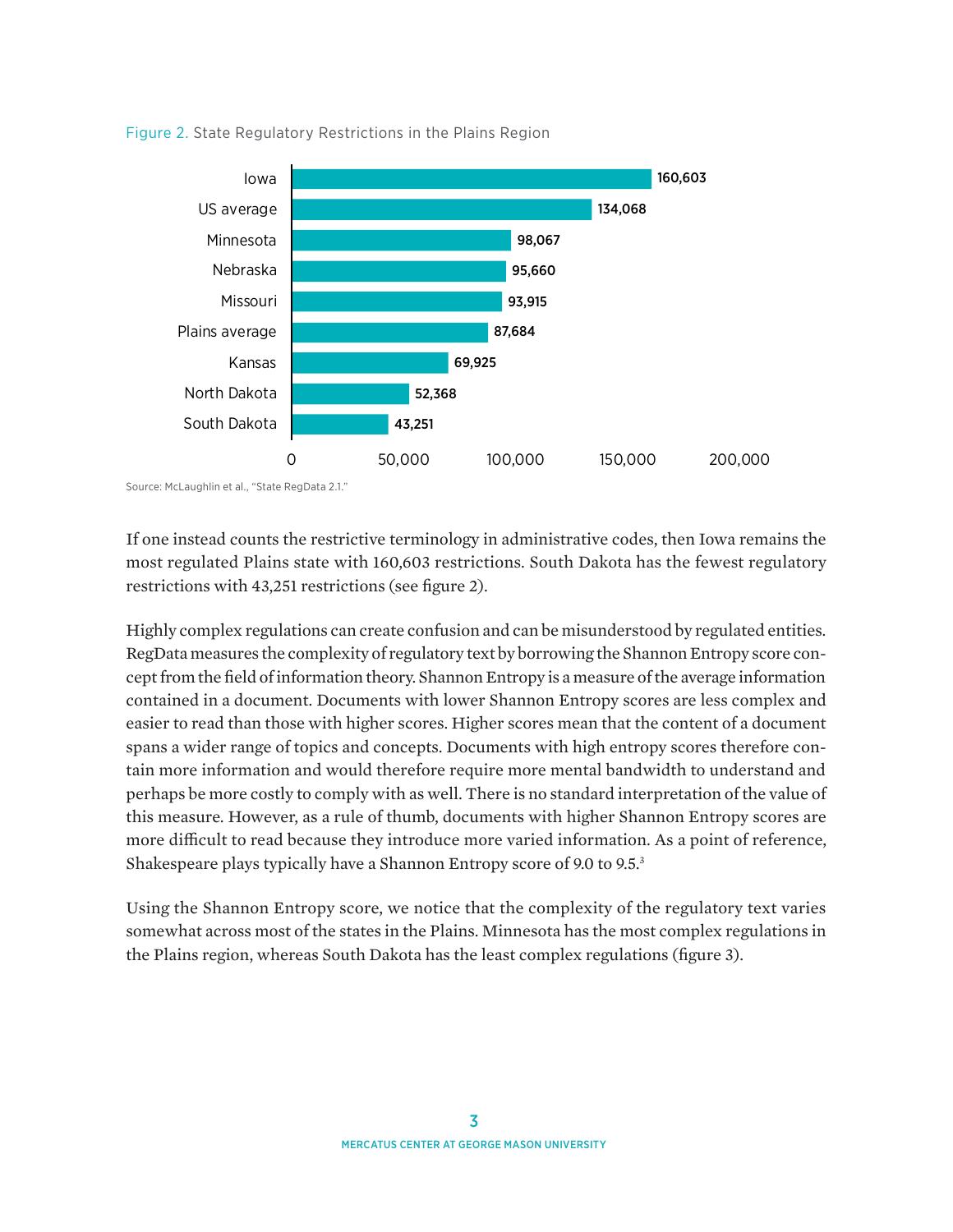Figure 2. State Regulatory Restrictions in the Plains Region

| State | Restrictions |
| --- | --- |
| Iowa | 160,603 |
| US average | 134,068 |
| Minnesota | 98,067 |
| Nebraska | 95,660 |
| Missouri | 93,915 |
| Plains average | 87,684 |
| Kansas | 69,925 |
| North Dakota | 52,368 |
| South Dakota | 43,251 |

Source: McLaughlin et al., "State RegData 2.1."

If one instead counts the restrictive terminology in administrative codes, then Iowa remains the most regulated Plains state with 160,603 restrictions. South Dakota has the fewest regulatory restrictions with 43,251 restrictions (see figure 2).

Highly complex regulations can create confusion and can be misunderstood by regulated entities. RegData measures the complexity of regulatory text by borrowing the Shannon Entropy score concept from the field of information theory. Shannon Entropy is a measure of the average information contained in a document. Documents with lower Shannon Entropy scores are less complex and easier to read than those with higher scores. Higher scores mean that the content of a document spans a wider range of topics and concepts. Documents with high entropy scores therefore contain more information and would therefore require more mental bandwidth to understand and perhaps be more costly to comply with as well. There is no standard interpretation of the value of this measure. However, as a rule of thumb, documents with higher Shannon Entropy scores are more difficult to read because they introduce more varied information. As a point of reference, Shakespeare plays typically have a Shannon Entropy score of 9.0 to 9.5.[3]

Using the Shannon Entropy score, we notice that the complexity of the regulatory text varies somewhat across most of the states in the Plains. Minnesota has the most complex regulations in the Plains region, whereas South Dakota has the least complex regulations (figure 3).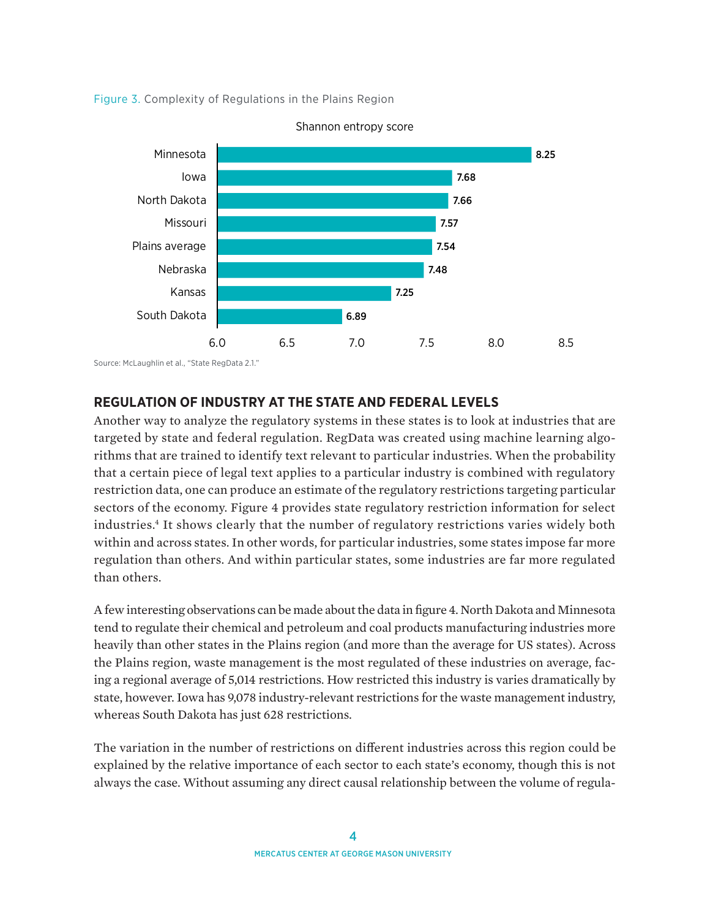Figure 3. Complexity of Regulations in the Plains Region

Shannon entropy score

| State | Shannon entropy score |
| --- | --- |
| Minnesota | 8.25 |
| Iowa | 7.68 |
| North Dakota | 7.66 |
| Missouri | 7.57 |
| Plains average | 7.54 |
| Nebraska | 7.48 |
| Kansas | 7.25 |
| South Dakota | 6.89 |

Source: McLaughlin et al., "State RegData 2.1."

## REGULATION OF INDUSTRY AT THE STATE AND FEDERAL LEVELS

Another way to analyze the regulatory systems in these states is to look at industries that are targeted by state and federal regulation. RegData was created using machine learning algorithms that are trained to identify text relevant to particular industries. When the probability that a certain piece of legal text applies to a particular industry is combined with regulatory restriction data, one can produce an estimate of the regulatory restrictions targeting particular sectors of the economy. Figure 4 provides state regulatory restriction information for select industries.[4] It shows clearly that the number of regulatory restrictions varies widely both within and across states. In other words, for particular industries, some states impose far more regulation than others. And within particular states, some industries are far more regulated than others.

A few interesting observations can be made about the data in figure 4. North Dakota and Minnesota tend to regulate their chemical and petroleum and coal products manufacturing industries more heavily than other states in the Plains region (and more than the average for US states). Across the Plains region, waste management is the most regulated of these industries on average, facing a regional average of 5,014 restrictions. How restricted this industry is varies dramatically by state, however. Iowa has 9,078 industry-relevant restrictions for the waste management industry, whereas South Dakota has just 628 restrictions.

The variation in the number of restrictions on different industries across this region could be explained by the relative importance of each sector to each state's economy, though this is not always the case. Without assuming any direct causal relationship between the volume of regula-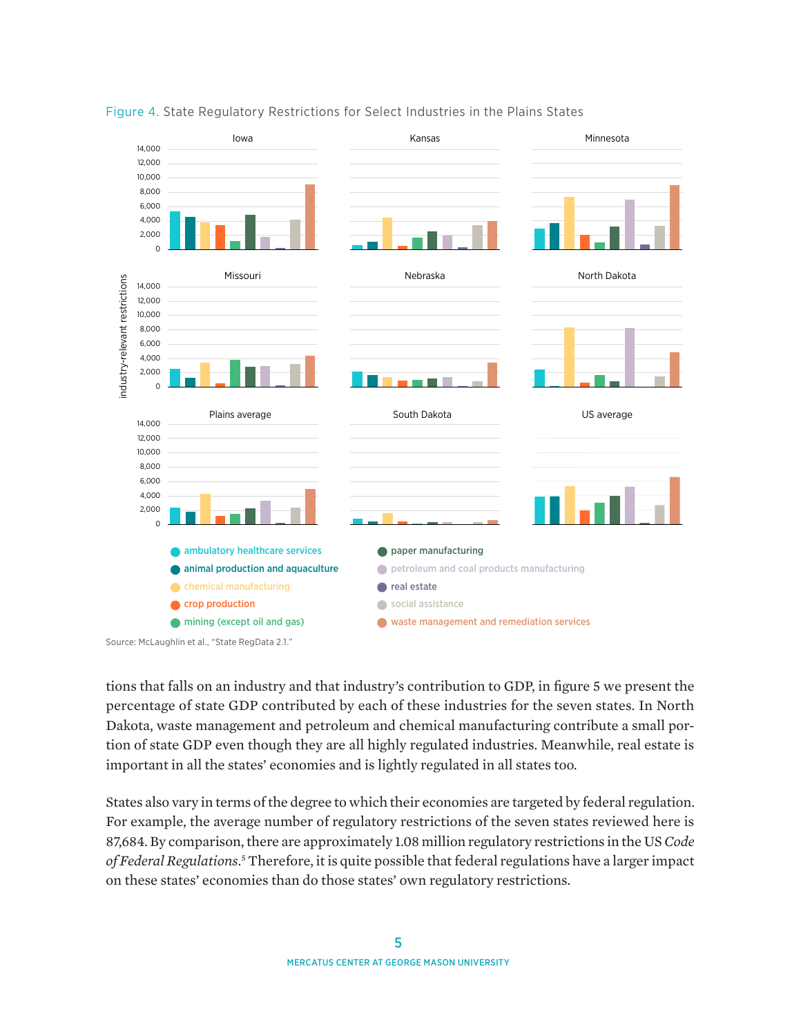Figure 4. State Regulatory Restrictions for Select Industries in the Plains States

Source: McLaughlin et al., "State RegData 2.1."

tions that falls on an industry and that industry's contribution to GDP, in figure 5 we present the percentage of state GDP contributed by each of these industries for the seven states. In North Dakota, waste management and petroleum and chemical manufacturing contribute a small portion of state GDP even though they are all highly regulated industries. Meanwhile, real estate is important in all the states' economies and is lightly regulated in all states too.

States also vary in terms of the degree to which their economies are targeted by federal regulation. For example, the average number of regulatory restrictions of the seven states reviewed here is 87,684. By comparison, there are approximately 1.08 million regulatory restrictions in the US *Code of Federal Regulations*.[5] Therefore, it is quite possible that federal regulations have a larger impact on these states' economies than do those states' own regulatory restrictions.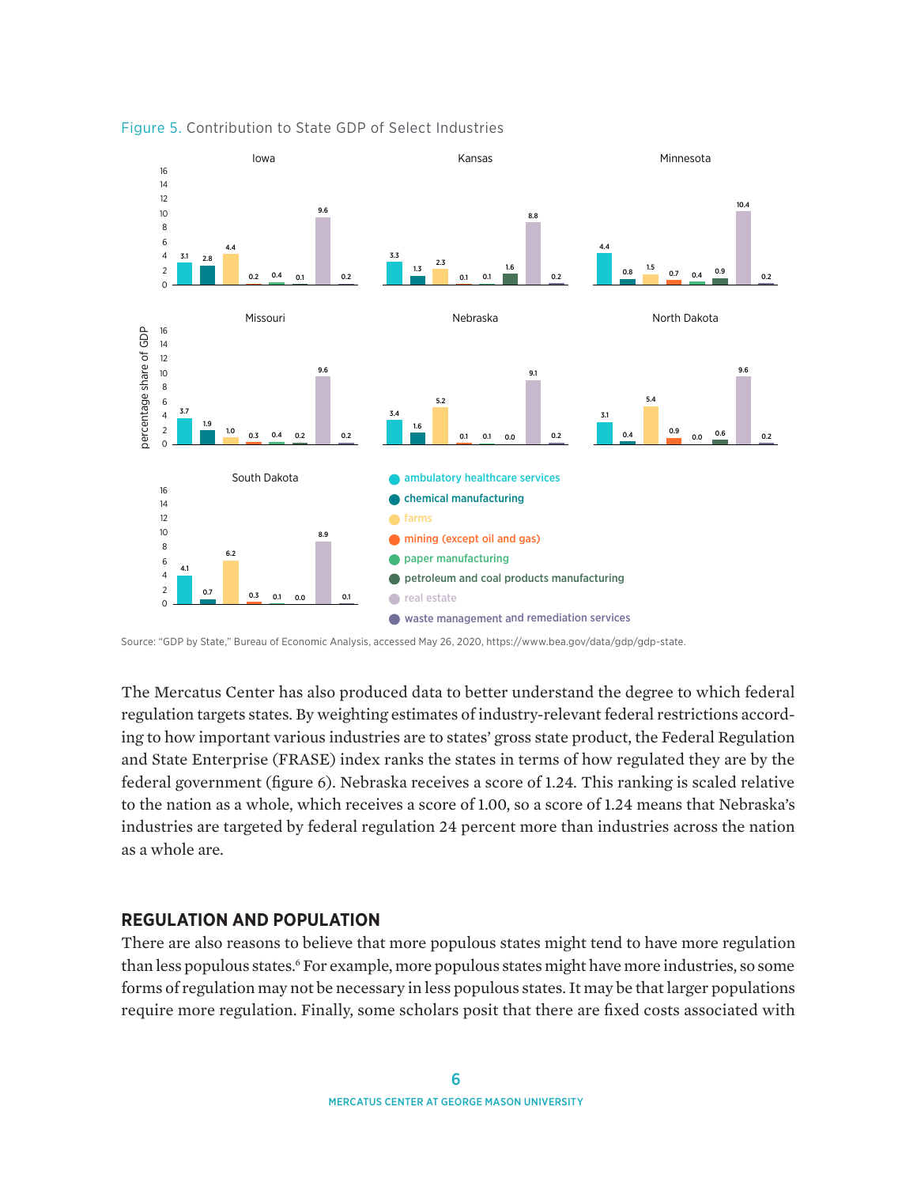Figure 5. Contribution to State GDP of Select Industries

| State | ambulatory healthcare services | chemical manufacturing | farms | mining (except oil and gas) | paper manufacturing | petroleum and coal products manufacturing | real estate | waste management and remediation services |
|---|---|---|---|---|---|---|---|---|
| Iowa | 3.1 | 2.8 | 4.4 | 0.2 | 0.4 | 0.1 | 9.6 | 0.2 |
| Kansas | 3.3 | 1.3 | 2.3 | 0.1 | 0.1 | 1.6 | 8.8 | 0.2 |
| Minnesota | 4.4 | 0.8 | 1.5 | 0.7 | 0.4 | 0.9 | 10.4 | 0.2 |
| Missouri | 3.7 | 1.9 | 1.0 | 0.3 | 0.4 | 0.2 | 9.6 | 0.2 |
| Nebraska | 3.4 | 1.6 | 5.2 | 0.1 | 0.1 | 0.0 | 9.1 | 0.2 |
| North Dakota | 3.1 | 0.4 | 5.4 | 0.9 | 0.0 | 0.6 | 9.6 | 0.2 |
| South Dakota | 4.1 | 0.7 | 6.2 | 0.3 | 0.1 | 0.0 | 8.9 | 0.1 |

percentage share of GDP

Source: "GDP by State," Bureau of Economic Analysis, accessed May 26, 2020, https://www.bea.gov/data/gdp/gdp-state.

The Mercatus Center has also produced data to better understand the degree to which federal regulation targets states. By weighting estimates of industry-relevant federal restrictions according to how important various industries are to states' gross state product, the Federal Regulation and State Enterprise (FRASE) index ranks the states in terms of how regulated they are by the federal government (figure 6). Nebraska receives a score of 1.24. This ranking is scaled relative to the nation as a whole, which receives a score of 1.00, so a score of 1.24 means that Nebraska's industries are targeted by federal regulation 24 percent more than industries across the nation as a whole are.

## REGULATION AND POPULATION

There are also reasons to believe that more populous states might tend to have more regulation than less populous states.[6] For example, more populous states might have more industries, so some forms of regulation may not be necessary in less populous states. It may be that larger populations require more regulation. Finally, some scholars posit that there are fixed costs associated with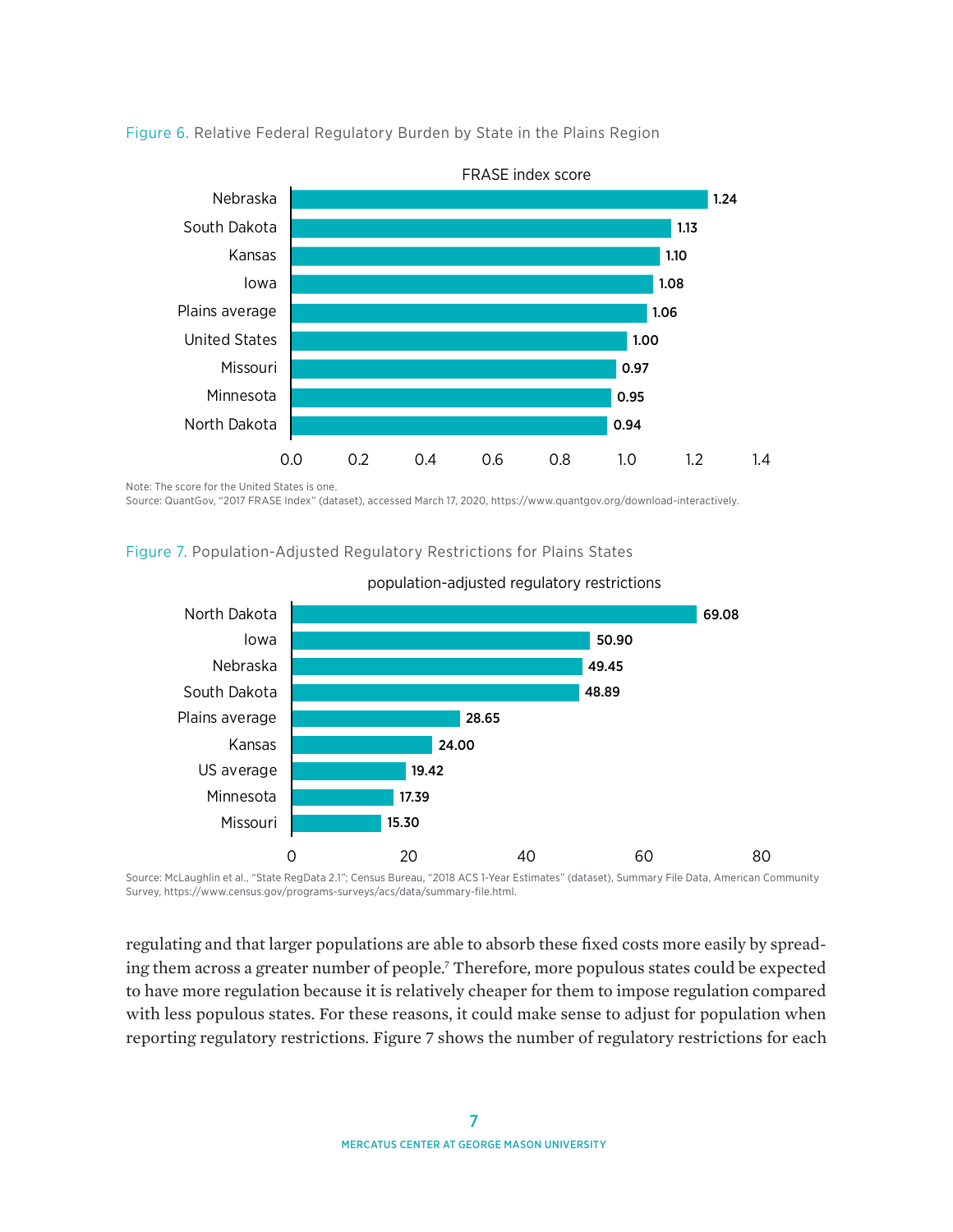Figure 6. Relative Federal Regulatory Burden by State in the Plains Region

| State | FRASE index score |
|---|---|
| Nebraska | 1.24 |
| South Dakota | 1.13 |
| Kansas | 1.10 |
| Iowa | 1.08 |
| Plains average | 1.06 |
| United States | 1.00 |
| Missouri | 0.97 |
| Minnesota | 0.95 |
| North Dakota | 0.94 |

Note: The score for the United States is one.
Source: QuantGov, "2017 FRASE Index" (dataset), accessed March 17, 2020, https://www.quantgov.org/download-interactively.

Figure 7. Population-Adjusted Regulatory Restrictions for Plains States

| State | population-adjusted regulatory restrictions |
|---|---|
| North Dakota | 69.08 |
| Iowa | 50.90 |
| Nebraska | 49.45 |
| South Dakota | 48.89 |
| Plains average | 28.65 |
| Kansas | 24.00 |
| US average | 19.42 |
| Minnesota | 17.39 |
| Missouri | 15.30 |

Source: McLaughlin et al., "State RegData 2.1"; Census Bureau, "2018 ACS 1-Year Estimates" (dataset), Summary File Data, American Community Survey, https://www.census.gov/programs-surveys/acs/data/summary-file.html.

regulating and that larger populations are able to absorb these fixed costs more easily by spreading them across a greater number of people.[7] Therefore, more populous states could be expected to have more regulation because it is relatively cheaper for them to impose regulation compared with less populous states. For these reasons, it could make sense to adjust for population when reporting regulatory restrictions. Figure 7 shows the number of regulatory restrictions for each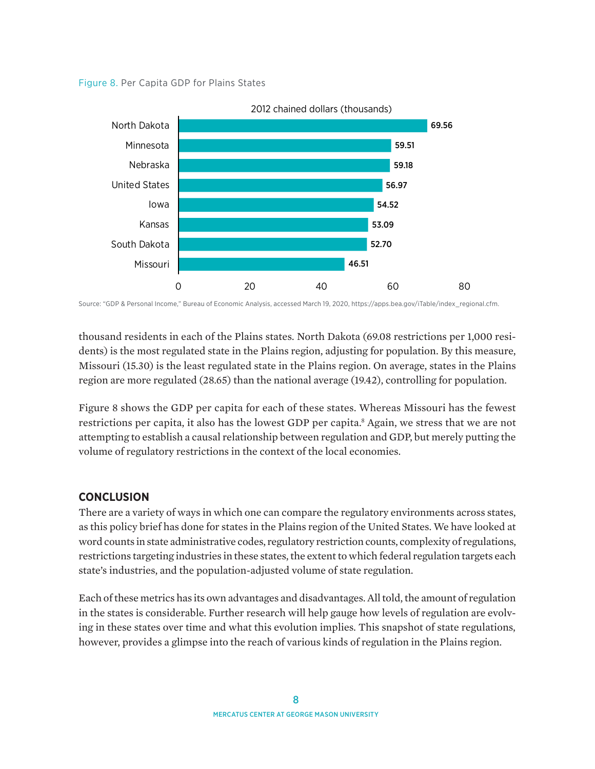Figure 8. Per Capita GDP for Plains States

2012 chained dollars (thousands)

| State | Per capita GDP |
| --- | --- |
| North Dakota | 69.56 |
| Minnesota | 59.51 |
| Nebraska | 59.18 |
| United States | 56.97 |
| Iowa | 54.52 |
| Kansas | 53.09 |
| South Dakota | 52.70 |
| Missouri | 46.51 |

Source: "GDP & Personal Income," Bureau of Economic Analysis, accessed March 19, 2020, https://apps.bea.gov/iTable/index_regional.cfm.

thousand residents in each of the Plains states. North Dakota (69.08 restrictions per 1,000 residents) is the most regulated state in the Plains region, adjusting for population. By this measure, Missouri (15.30) is the least regulated state in the Plains region. On average, states in the Plains region are more regulated (28.65) than the national average (19.42), controlling for population.

Figure 8 shows the GDP per capita for each of these states. Whereas Missouri has the fewest restrictions per capita, it also has the lowest GDP per capita.[8] Again, we stress that we are not attempting to establish a causal relationship between regulation and GDP, but merely putting the volume of regulatory restrictions in the context of the local economies.

## CONCLUSION

There are a variety of ways in which one can compare the regulatory environments across states, as this policy brief has done for states in the Plains region of the United States. We have looked at word counts in state administrative codes, regulatory restriction counts, complexity of regulations, restrictions targeting industries in these states, the extent to which federal regulation targets each state's industries, and the population-adjusted volume of state regulation.

Each of these metrics has its own advantages and disadvantages. All told, the amount of regulation in the states is considerable. Further research will help gauge how levels of regulation are evolving in these states over time and what this evolution implies. This snapshot of state regulations, however, provides a glimpse into the reach of various kinds of regulation in the Plains region.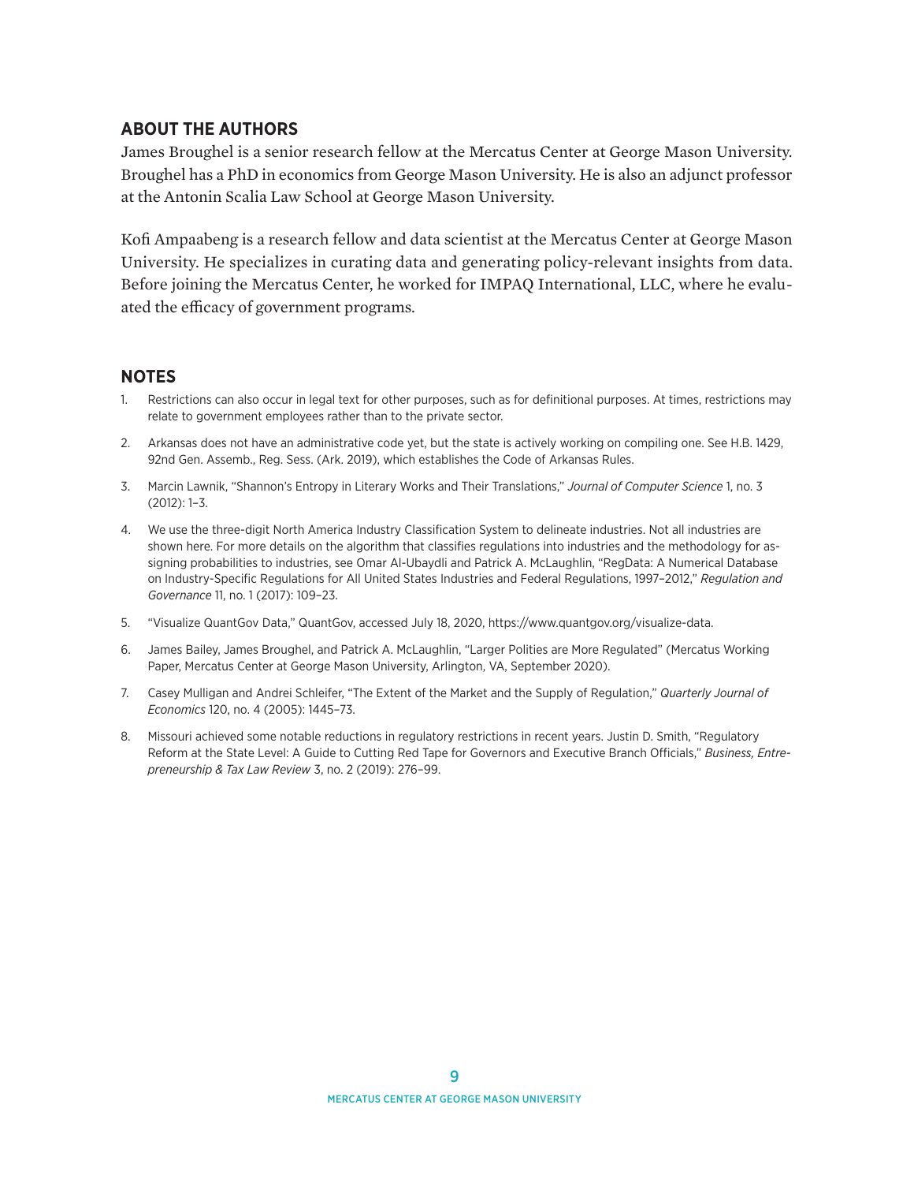## ABOUT THE AUTHORS

James Broughel is a senior research fellow at the Mercatus Center at George Mason University. Broughel has a PhD in economics from George Mason University. He is also an adjunct professor at the Antonin Scalia Law School at George Mason University.

Kofi Ampaabeng is a research fellow and data scientist at the Mercatus Center at George Mason University. He specializes in curating data and generating policy-relevant insights from data. Before joining the Mercatus Center, he worked for IMPAQ International, LLC, where he evaluated the efficacy of government programs.

## NOTES

1. Restrictions can also occur in legal text for other purposes, such as for definitional purposes. At times, restrictions may relate to government employees rather than to the private sector.
2. Arkansas does not have an administrative code yet, but the state is actively working on compiling one. See H.B. 1429, 92nd Gen. Assemb., Reg. Sess. (Ark. 2019), which establishes the Code of Arkansas Rules.
3. Marcin Lawnik, "Shannon's Entropy in Literary Works and Their Translations," *Journal of Computer Science* 1, no. 3 (2012): 1–3.
4. We use the three-digit North America Industry Classification System to delineate industries. Not all industries are shown here. For more details on the algorithm that classifies regulations into industries and the methodology for assigning probabilities to industries, see Omar Al-Ubaydli and Patrick A. McLaughlin, "RegData: A Numerical Database on Industry-Specific Regulations for All United States Industries and Federal Regulations, 1997–2012," *Regulation and Governance* 11, no. 1 (2017): 109–23.
5. "Visualize QuantGov Data," QuantGov, accessed July 18, 2020, https://www.quantgov.org/visualize-data.
6. James Bailey, James Broughel, and Patrick A. McLaughlin, "Larger Polities are More Regulated" (Mercatus Working Paper, Mercatus Center at George Mason University, Arlington, VA, September 2020).
7. Casey Mulligan and Andrei Schleifer, "The Extent of the Market and the Supply of Regulation," *Quarterly Journal of Economics* 120, no. 4 (2005): 1445–73.
8. Missouri achieved some notable reductions in regulatory restrictions in recent years. Justin D. Smith, "Regulatory Reform at the State Level: A Guide to Cutting Red Tape for Governors and Executive Branch Officials," *Business, Entrepreneurship & Tax Law Review* 3, no. 2 (2019): 276–99.